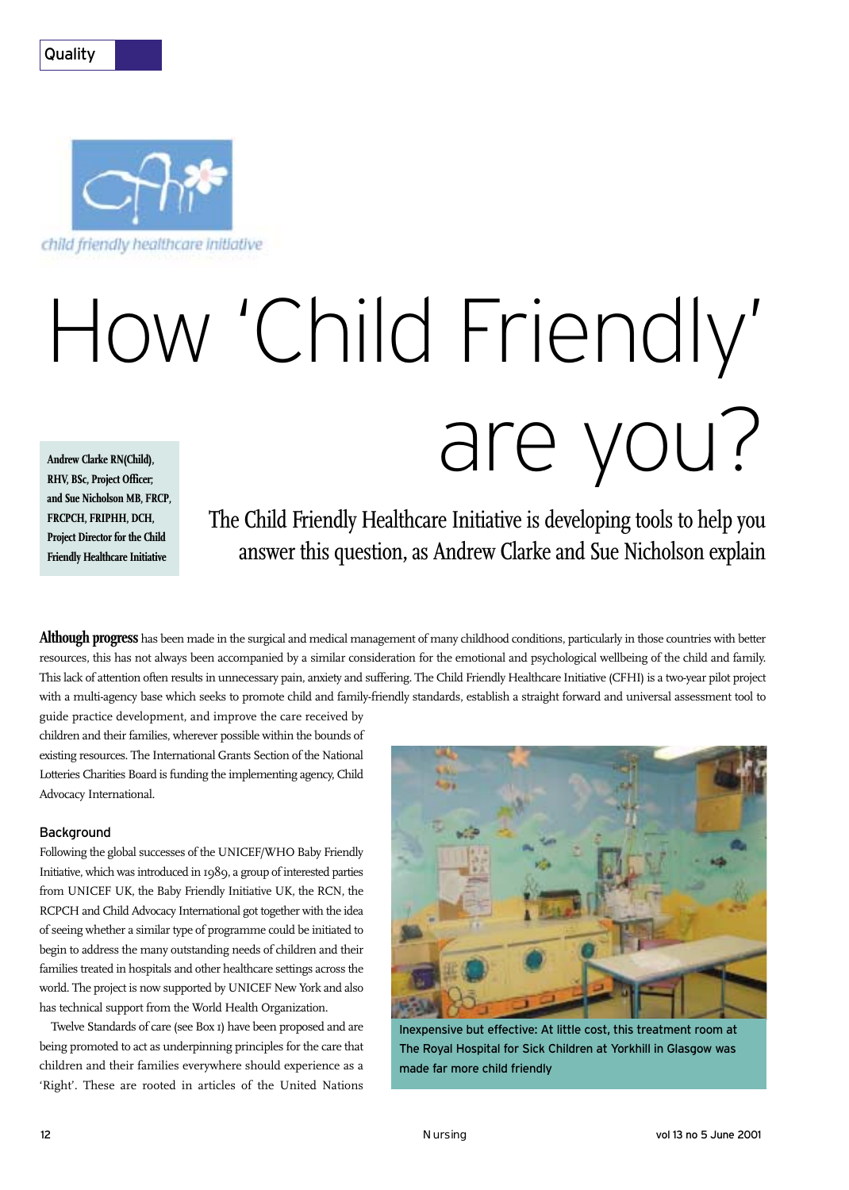Quality

child friendly healthcare initiative

# How 'Child Friendly' are you?

**Andrew Clarke RN(Child), RHV, BSc, Project Officer; and Sue Nicholson MB, FRCP, FRCPCH, FRIPHH, DCH, Project Director for the Child Friendly Healthcare Initiative**

## The Child Friendly Healthcare Initiative is developing tools to help you answer this question, as Andrew Clarke and Sue Nicholson explain

**Although progress** has been made in the surgical and medical management of many childhood conditions, particularly in those countries with better resources, this has not always been accompanied by a similar consideration for the emotional and psychological wellbeing of the child and family. This lack of attention often results in unnecessary pain, anxiety and suffering. The Child Friendly Healthcare Initiative (CFHI) is a two-year pilot project with a multi-agency base which seeks to promote child and family-friendly standards, establish a straight forward and universal assessment tool to guide practice development, and improve the care received by children and their families, wherever possible within the bounds of existing resources. The International Grants Section of the National Lotteries Charities Board is funding the implementing agency, Child Advocacy International.

### Background

Following the global successes of the UNICEF/WHO Baby Friendly Initiative, which was introduced in 1989, a group of interested parties from UNICEF UK, the Baby Friendly Initiative UK, the RCN, the RCPCH and Child Advocacy International got together with the idea of seeing whether a similar type of programme could be initiated to begin to address the many outstanding needs of children and their families treated in hospitals and other healthcare settings across the world. The project is now supported by UNICEF New York and also has technical support from the World Health Organization.

Twelve Standards of care (see Box 1) have been proposed and are being promoted to act as underpinning principles for the care that children and their families everywhere should experience as a 'Right'. These are rooted in articles of the United Nations

Inexpensive but effective: At little cost, this treatment room at The Royal Hospital for Sick Children at Yorkhill in Glasgow was made far more child friendly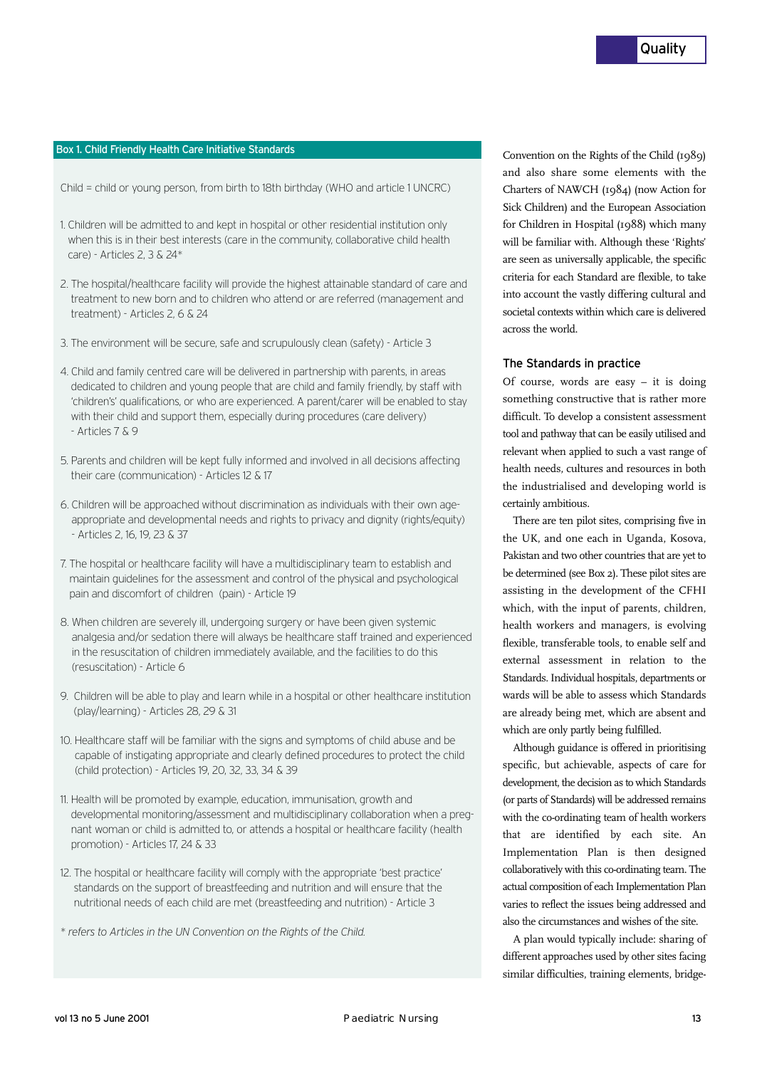**Box 1. Child Friendly Health Care Initiative Standards**

Child = child or young person, from birth to 18th birthday (WHO and article 1 UNCRC)

1. Children will be admitted to and kept in hospital or other residential institution only when this is in their best interests (care in the community, collaborative child health care) - Articles 2, 3 & 24*

2. The hospital/healthcare facility will provide the highest attainable standard of care and treatment to new born and to children who attend or are referred (management and treatment) - Articles 2, 6 & 24

3. The environment will be secure, safe and scrupulously clean (safety) - Article 3

4. Child and family centred care will be delivered in partnership with parents, in areas dedicated to children and young people that are child and family friendly, by staff with 'children's' qualifications, or who are experienced. A parent/carer will be enabled to stay with their child and support them, especially during procedures (care delivery) - Articles 7 & 9

5. Parents and children will be kept fully informed and involved in all decisions affecting their care (communication) - Articles 12 & 17

6. Children will be approached without discrimination as individuals with their own age-appropriate and developmental needs and rights to privacy and dignity (rights/equity) - Articles 2, 16, 19, 23 & 37

7. The hospital or healthcare facility will have a multidisciplinary team to establish and maintain guidelines for the assessment and control of the physical and psychological pain and discomfort of children (pain) - Article 19

8. When children are severely ill, undergoing surgery or have been given systemic analgesia and/or sedation there will always be healthcare staff trained and experienced in the resuscitation of children immediately available, and the facilities to do this (resuscitation) - Article 6

9. Children will be able to play and learn while in a hospital or other healthcare institution (play/learning) - Articles 28, 29 & 31

10. Healthcare staff will be familiar with the signs and symptoms of child abuse and be capable of instigating appropriate and clearly defined procedures to protect the child (child protection) - Articles 19, 20, 32, 33, 34 & 39

11. Health will be promoted by example, education, immunisation, growth and developmental monitoring/assessment and multidisciplinary collaboration when a pregnant woman or child is admitted to, or attends a hospital or healthcare facility (health promotion) - Articles 17, 24 & 33

12. The hospital or healthcare facility will comply with the appropriate 'best practice' standards on the support of breastfeeding and nutrition and will ensure that the nutritional needs of each child are met (breastfeeding and nutrition) - Article 3

*\* refers to Articles in the UN Convention on the Rights of the Child.*

Convention on the Rights of the Child (1989) and also share some elements with the Charters of NAWCH (1984) (now Action for Sick Children) and the European Association for Children in Hospital (1988) which many will be familiar with. Although these 'Rights' are seen as universally applicable, the specific criteria for each Standard are flexible, to take into account the vastly differing cultural and societal contexts within which care is delivered across the world.

## The Standards in practice

Of course, words are easy – it is doing something constructive that is rather more difficult. To develop a consistent assessment tool and pathway that can be easily utilised and relevant when applied to such a vast range of health needs, cultures and resources in both the industrialised and developing world is certainly ambitious.

There are ten pilot sites, comprising five in the UK, and one each in Uganda, Kosova, Pakistan and two other countries that are yet to be determined (see Box 2). These pilot sites are assisting in the development of the CFHI which, with the input of parents, children, health workers and managers, is evolving flexible, transferable tools, to enable self and external assessment in relation to the Standards. Individual hospitals, departments or wards will be able to assess which Standards are already being met, which are absent and which are only partly being fulfilled.

Although guidance is offered in prioritising specific, but achievable, aspects of care for development, the decision as to which Standards (or parts of Standards) will be addressed remains with the co-ordinating team of health workers that are identified by each site. An Implementation Plan is then designed collaboratively with this co-ordinating team. The actual composition of each Implementation Plan varies to reflect the issues being addressed and also the circumstances and wishes of the site.

A plan would typically include: sharing of different approaches used by other sites facing similar difficulties, training elements, bridge-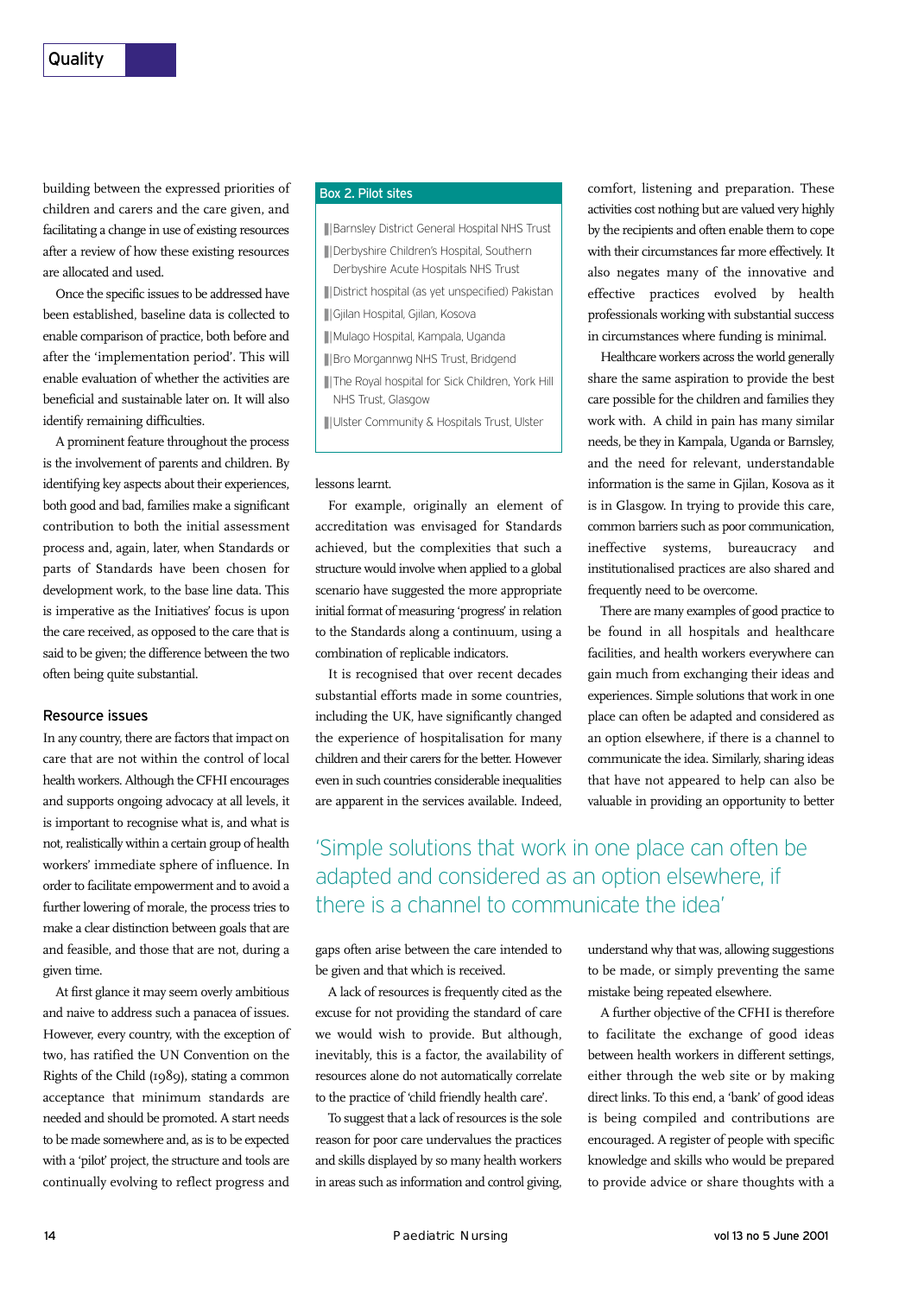building between the expressed priorities of children and carers and the care given, and facilitating a change in use of existing resources after a review of how these existing resources are allocated and used.

Once the specific issues to be addressed have been established, baseline data is collected to enable comparison of practice, both before and after the 'implementation period'. This will enable evaluation of whether the activities are beneficial and sustainable later on. It will also identify remaining difficulties.

A prominent feature throughout the process is the involvement of parents and children. By identifying key aspects about their experiences, both good and bad, families make a significant contribution to both the initial assessment process and, again, later, when Standards or parts of Standards have been chosen for development work, to the base line data. This is imperative as the Initiatives' focus is upon the care received, as opposed to the care that is said to be given; the difference between the two often being quite substantial.

## Resource issues

In any country, there are factors that impact on care that are not within the control of local health workers. Although the CFHI encourages and supports ongoing advocacy at all levels, it is important to recognise what is, and what is not, realistically within a certain group of health workers' immediate sphere of influence. In order to facilitate empowerment and to avoid a further lowering of morale, the process tries to make a clear distinction between goals that are and feasible, and those that are not, during a given time.

At first glance it may seem overly ambitious and naive to address such a panacea of issues. However, every country, with the exception of two, has ratified the UN Convention on the Rights of the Child (1989), stating a common acceptance that minimum standards are needed and should be promoted. A start needs to be made somewhere and, as is to be expected with a 'pilot' project, the structure and tools are continually evolving to reflect progress and

> **Box 2. Pilot sites**
>
> - Barnsley District General Hospital NHS Trust
> - Derbyshire Children's Hospital, Southern Derbyshire Acute Hospitals NHS Trust
> - District hospital (as yet unspecified) Pakistan
> - Gjilan Hospital, Gjilan, Kosova
> - Mulago Hospital, Kampala, Uganda
> - Bro Morgannwg NHS Trust, Bridgend
> - The Royal hospital for Sick Children, York Hill NHS Trust, Glasgow
> - Ulster Community & Hospitals Trust, Ulster

lessons learnt.

For example, originally an element of accreditation was envisaged for Standards achieved, but the complexities that such a structure would involve when applied to a global scenario have suggested the more appropriate initial format of measuring 'progress' in relation to the Standards along a continuum, using a combination of replicable indicators.

It is recognised that over recent decades substantial efforts made in some countries, including the UK, have significantly changed the experience of hospitalisation for many children and their carers for the better. However even in such countries considerable inequalities are apparent in the services available. Indeed, gaps often arise between the care intended to be given and that which is received.

A lack of resources is frequently cited as the excuse for not providing the standard of care we would wish to provide. But although, inevitably, this is a factor, the availability of resources alone do not automatically correlate to the practice of 'child friendly health care'.

To suggest that a lack of resources is the sole reason for poor care undervalues the practices and skills displayed by so many health workers in areas such as information and control giving, comfort, listening and preparation. These activities cost nothing but are valued very highly by the recipients and often enable them to cope with their circumstances far more effectively. It also negates many of the innovative and effective practices evolved by health professionals working with substantial success in circumstances where funding is minimal.

Healthcare workers across the world generally share the same aspiration to provide the best care possible for the children and families they work with. A child in pain has many similar needs, be they in Kampala, Uganda or Barnsley, and the need for relevant, understandable information is the same in Gjilan, Kosova as it is in Glasgow. In trying to provide this care, common barriers such as poor communication, ineffective systems, bureaucracy and institutionalised practices are also shared and frequently need to be overcome.

There are many examples of good practice to be found in all hospitals and healthcare facilities, and health workers everywhere can gain much from exchanging their ideas and experiences. Simple solutions that work in one place can often be adapted and considered as an option elsewhere, if there is a channel to communicate the idea. Similarly, sharing ideas that have not appeared to help can also be valuable in providing an opportunity to better understand why that was, allowing suggestions to be made, or simply preventing the same mistake being repeated elsewhere.

> 'Simple solutions that work in one place can often be adapted and considered as an option elsewhere, if there is a channel to communicate the idea'

A further objective of the CFHI is therefore to facilitate the exchange of good ideas between health workers in different settings, either through the web site or by making direct links. To this end, a 'bank' of good ideas is being compiled and contributions are encouraged. A register of people with specific knowledge and skills who would be prepared to provide advice or share thoughts with a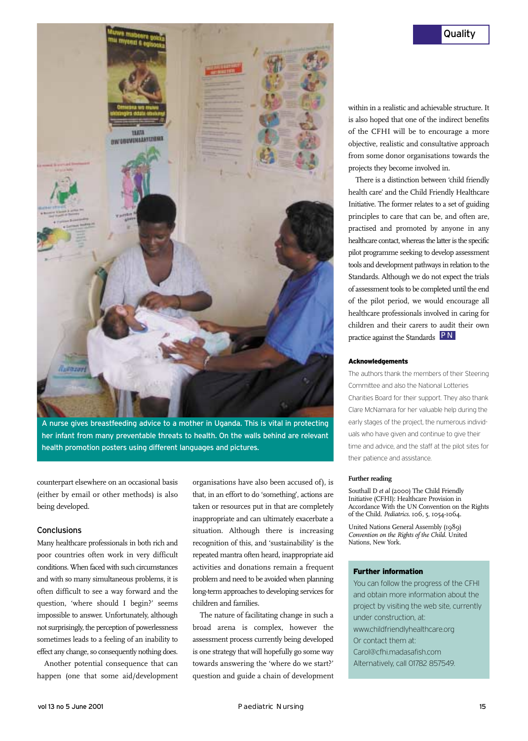A nurse gives breastfeeding advice to a mother in Uganda. This is vital in protecting her infant from many preventable threats to health. On the walls behind are relevant health promotion posters using different languages and pictures.

counterpart elsewhere on an occasional basis (either by email or other methods) is also being developed.

## Conclusions

Many healthcare professionals in both rich and poor countries often work in very difficult conditions. When faced with such circumstances and with so many simultaneous problems, it is often difficult to see a way forward and the question, 'where should I begin?' seems impossible to answer. Unfortunately, although not surprisingly, the perception of powerlessness sometimes leads to a feeling of an inability to effect any change, so consequently nothing does.

Another potential consequence that can happen (one that some aid/development organisations have also been accused of), is that, in an effort to do 'something', actions are taken or resources put in that are completely inappropriate and can ultimately exacerbate a situation. Although there is increasing recognition of this, and 'sustainability' is the repeated mantra often heard, inappropriate aid activities and donations remain a frequent problem and need to be avoided when planning long-term approaches to developing services for children and families.

The nature of facilitating change in such a broad arena is complex, however the assessment process currently being developed is one strategy that will hopefully go some way towards answering the 'where do we start?' question and guide a chain of development within in a realistic and achievable structure. It is also hoped that one of the indirect benefits of the CFHI will be to encourage a more objective, realistic and consultative approach from some donor organisations towards the projects they become involved in.

There is a distinction between 'child friendly health care' and the Child Friendly Healthcare Initiative. The former relates to a set of guiding principles to care that can be, and often are, practised and promoted by anyone in any healthcare contact, whereas the latter is the specific pilot programme seeking to develop assessment tools and development pathways in relation to the Standards. Although we do not expect the trials of assessment tools to be completed until the end of the pilot period, we would encourage all healthcare professionals involved in caring for children and their carers to audit their own practice against the Standards PN

### Acknowledgements

The authors thank the members of their Steering Committee and also the National Lotteries Charities Board for their support. They also thank Clare McNamara for her valuable help during the early stages of the project, the numerous individuals who have given and continue to give their time and advice, and the staff at the pilot sites for their patience and assistance.

### Further reading

Southall D *et al* (2000) The Child Friendly Initiative (CFHI): Healthcare Provision in Accordance With the UN Convention on the Rights of the Child. *Pediatrics*. 106, 5, 1054-1064.

United Nations General Assembly (1989) *Convention on the Rights of the Child*. United Nations, New York.

### Further information

You can follow the progress of the CFHI and obtain more information about the project by visiting the web site, currently under construction, at:
www.childfriendlyhealthcare.org
Or contact them at:
Carol@cfhi.madasafish.com
Alternatively, call 01782 857549.